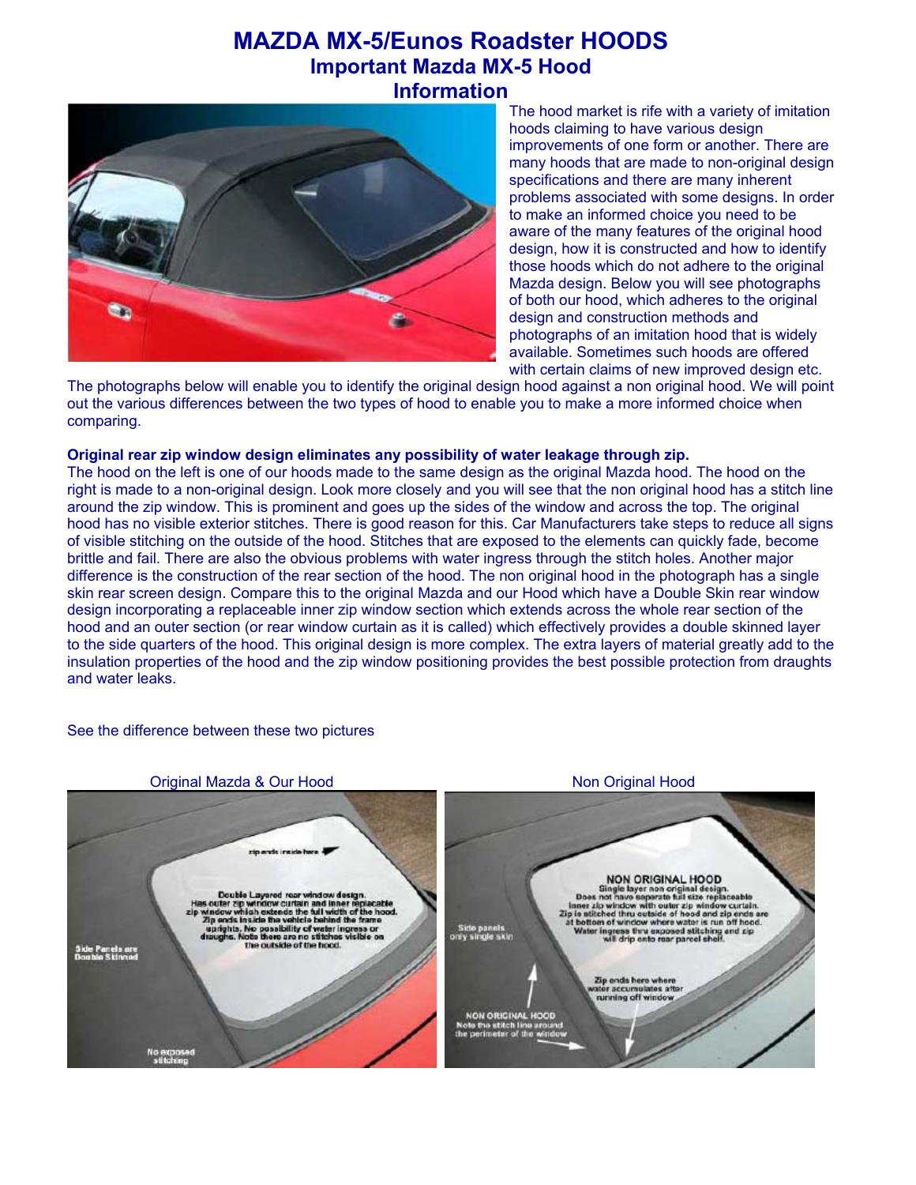# MAZDA MX-5/Eunos Roadster HOODS

## Important Mazda MX-5 Hood Information

The hood market is rife with a variety of imitation hoods claiming to have various design improvements of one form or another. There are many hoods that are made to non-original design specifications and there are many inherent problems associated with some designs. In order to make an informed choice you need to be aware of the many features of the original hood design, how it is constructed and how to identify those hoods which do not adhere to the original Mazda design. Below you will see photographs of both our hood, which adheres to the original design and construction methods and photographs of an imitation hood that is widely available. Sometimes such hoods are offered with certain claims of new improved design etc. The photographs below will enable you to identify the original design hood against a non original hood. We will point out the various differences between the two types of hood to enable you to make a more informed choice when comparing.

**Original rear zip window design eliminates any possibility of water leakage through zip.**

The hood on the left is one of our hoods made to the same design as the original Mazda hood. The hood on the right is made to a non-original design. Look more closely and you will see that the non original hood has a stitch line around the zip window. This is prominent and goes up the sides of the window and across the top. The original hood has no visible exterior stitches. There is good reason for this. Car Manufacturers take steps to reduce all signs of visible stitching on the outside of the hood. Stitches that are exposed to the elements can quickly fade, become brittle and fail. There are also the obvious problems with water ingress through the stitch holes. Another major difference is the construction of the rear section of the hood. The non original hood in the photograph has a single skin rear screen design. Compare this to the original Mazda and our Hood which have a Double Skin rear window design incorporating a replaceable inner zip window section which extends across the whole rear section of the hood and an outer section (or rear window curtain as it is called) which effectively provides a double skinned layer to the side quarters of the hood. This original design is more complex. The extra layers of material greatly add to the insulation properties of the hood and the zip window positioning provides the best possible protection from draughts and water leaks.

See the difference between these two pictures

Original Mazda & Our Hood

Non Original Hood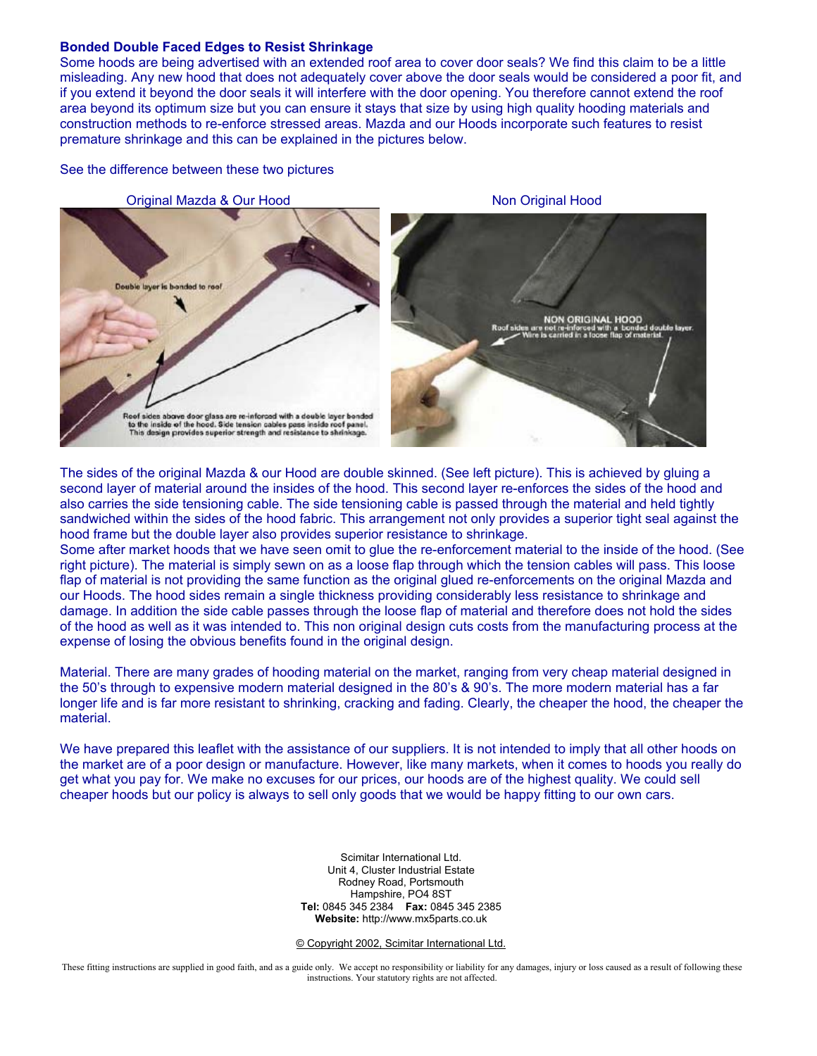**Bonded Double Faced Edges to Resist Shrinkage**

Some hoods are being advertised with an extended roof area to cover door seals? We find this claim to be a little misleading. Any new hood that does not adequately cover above the door seals would be considered a poor fit, and if you extend it beyond the door seals it will interfere with the door opening. You therefore cannot extend the roof area beyond its optimum size but you can ensure it stays that size by using high quality hooding materials and construction methods to re-enforce stressed areas. Mazda and our Hoods incorporate such features to resist premature shrinkage and this can be explained in the pictures below.

See the difference between these two pictures

Original Mazda & Our Hood

Double layer is bonded to roof

Roof sides above door glass are re-inforced with a double layer bonded to the inside of the hood. Side tension cables pass inside roof panel. This design provides superior strength and resistance to shrinkage.

Non Original Hood

NON ORIGINAL HOOD
Roof sides are not re-inforced with a bonded double layer. Wire is carried in a loose flap of material.

The sides of the original Mazda & our Hood are double skinned. (See left picture). This is achieved by gluing a second layer of material around the insides of the hood. This second layer re-enforces the sides of the hood and also carries the side tensioning cable. The side tensioning cable is passed through the material and held tightly sandwiched within the sides of the hood fabric. This arrangement not only provides a superior tight seal against the hood frame but the double layer also provides superior resistance to shrinkage.
Some after market hoods that we have seen omit to glue the re-enforcement material to the inside of the hood. (See right picture). The material is simply sewn on as a loose flap through which the tension cables will pass. This loose flap of material is not providing the same function as the original glued re-enforcements on the original Mazda and our Hoods. The hood sides remain a single thickness providing considerably less resistance to shrinkage and damage. In addition the side cable passes through the loose flap of material and therefore does not hold the sides of the hood as well as it was intended to. This non original design cuts costs from the manufacturing process at the expense of losing the obvious benefits found in the original design.

Material. There are many grades of hooding material on the market, ranging from very cheap material designed in the 50's through to expensive modern material designed in the 80's & 90's. The more modern material has a far longer life and is far more resistant to shrinking, cracking and fading. Clearly, the cheaper the hood, the cheaper the material.

We have prepared this leaflet with the assistance of our suppliers. It is not intended to imply that all other hoods on the market are of a poor design or manufacture. However, like many markets, when it comes to hoods you really do get what you pay for. We make no excuses for our prices, our hoods are of the highest quality. We could sell cheaper hoods but our policy is always to sell only goods that we would be happy fitting to our own cars.

Scimitar International Ltd.
Unit 4, Cluster Industrial Estate
Rodney Road, Portsmouth
Hampshire, PO4 8ST
**Tel:** 0845 345 2384 **Fax:** 0845 345 2385
**Website:** http://www.mx5parts.co.uk

© Copyright 2002, Scimitar International Ltd.

These fitting instructions are supplied in good faith, and as a guide only. We accept no responsibility or liability for any damages, injury or loss caused as a result of following these instructions. Your statutory rights are not affected.